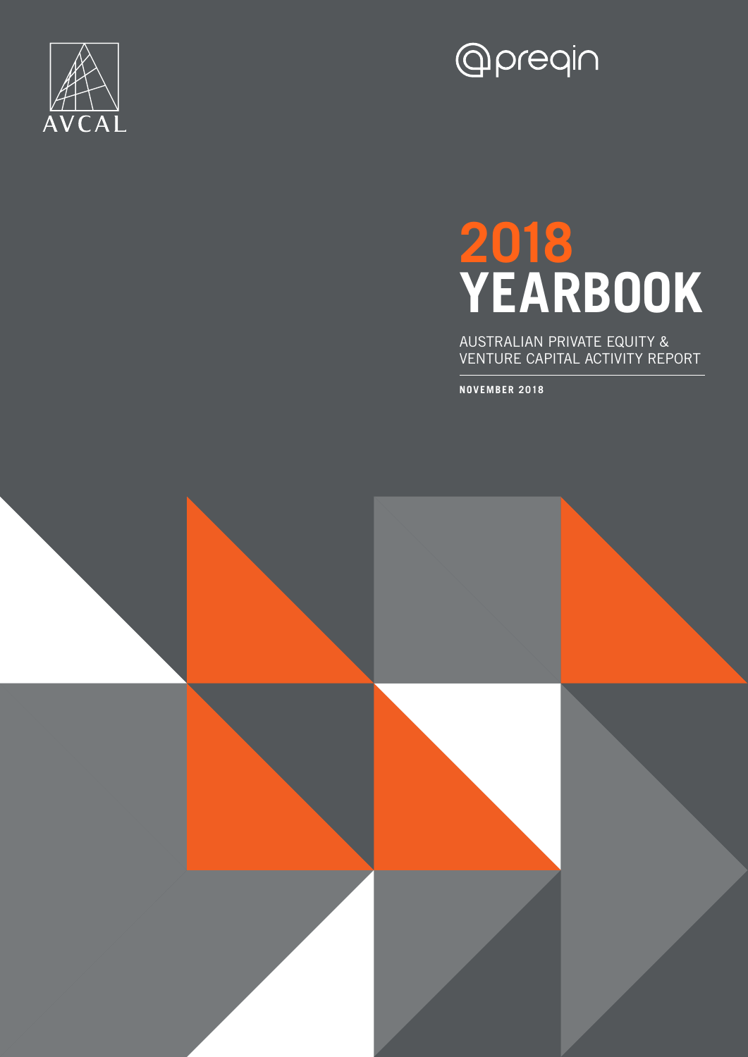AVCAL

preqin

# 2018 YEARBOOK

AUSTRALIAN PRIVATE EQUITY & VENTURE CAPITAL ACTIVITY REPORT

**NOVEMBER 2018**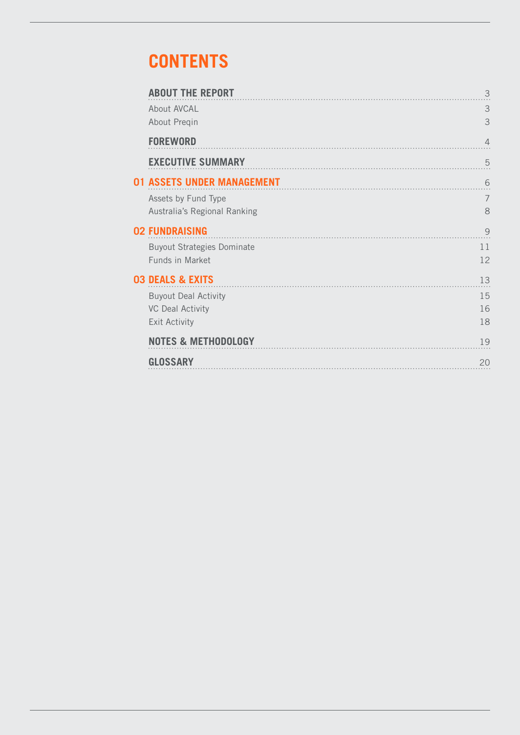# CONTENTS

**ABOUT THE REPORT** 3

About AVCAL 3

About Preqin 3

**FOREWORD** 4

**EXECUTIVE SUMMARY** 5

**01 ASSETS UNDER MANAGEMENT** 6

Assets by Fund Type 7

Australia's Regional Ranking 8

**02 FUNDRAISING** 9

Buyout Strategies Dominate 11

Funds in Market 12

**03 DEALS & EXITS** 13

Buyout Deal Activity 15

VC Deal Activity 16

Exit Activity 18

**NOTES & METHODOLOGY** 19

**GLOSSARY** 20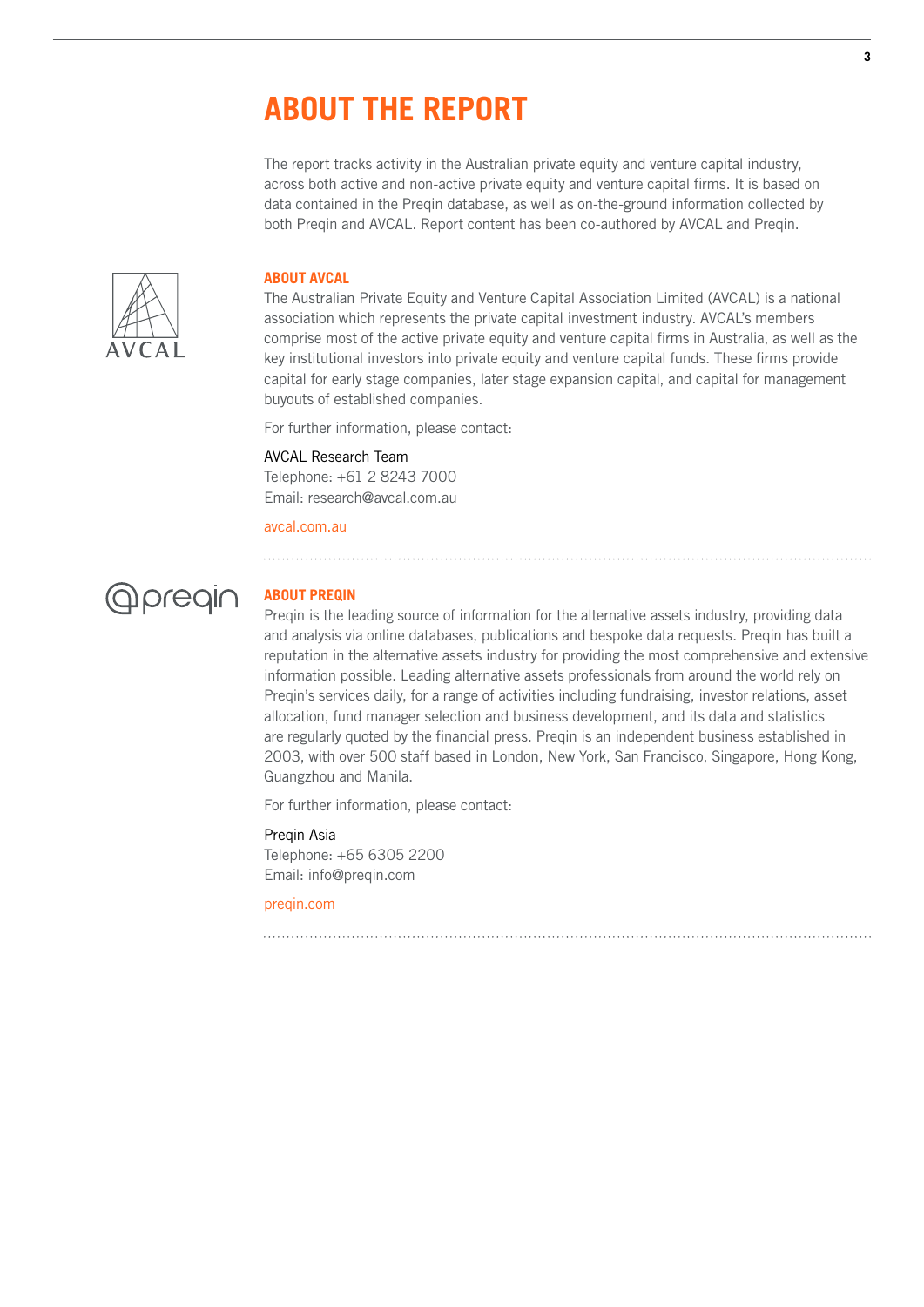# ABOUT THE REPORT

The report tracks activity in the Australian private equity and venture capital industry, across both active and non-active private equity and venture capital firms. It is based on data contained in the Preqin database, as well as on-the-ground information collected by both Preqin and AVCAL. Report content has been co-authored by AVCAL and Preqin.

## ABOUT AVCAL

The Australian Private Equity and Venture Capital Association Limited (AVCAL) is a national association which represents the private capital investment industry. AVCAL's members comprise most of the active private equity and venture capital firms in Australia, as well as the key institutional investors into private equity and venture capital funds. These firms provide capital for early stage companies, later stage expansion capital, and capital for management buyouts of established companies.

For further information, please contact:

AVCAL Research Team
Telephone: +61 2 8243 7000
Email: research@avcal.com.au

avcal.com.au

## ABOUT PREQIN

Preqin is the leading source of information for the alternative assets industry, providing data and analysis via online databases, publications and bespoke data requests. Preqin has built a reputation in the alternative assets industry for providing the most comprehensive and extensive information possible. Leading alternative assets professionals from around the world rely on Preqin's services daily, for a range of activities including fundraising, investor relations, asset allocation, fund manager selection and business development, and its data and statistics are regularly quoted by the financial press. Preqin is an independent business established in 2003, with over 500 staff based in London, New York, San Francisco, Singapore, Hong Kong, Guangzhou and Manila.

For further information, please contact:

Preqin Asia
Telephone: +65 6305 2200
Email: info@preqin.com

preqin.com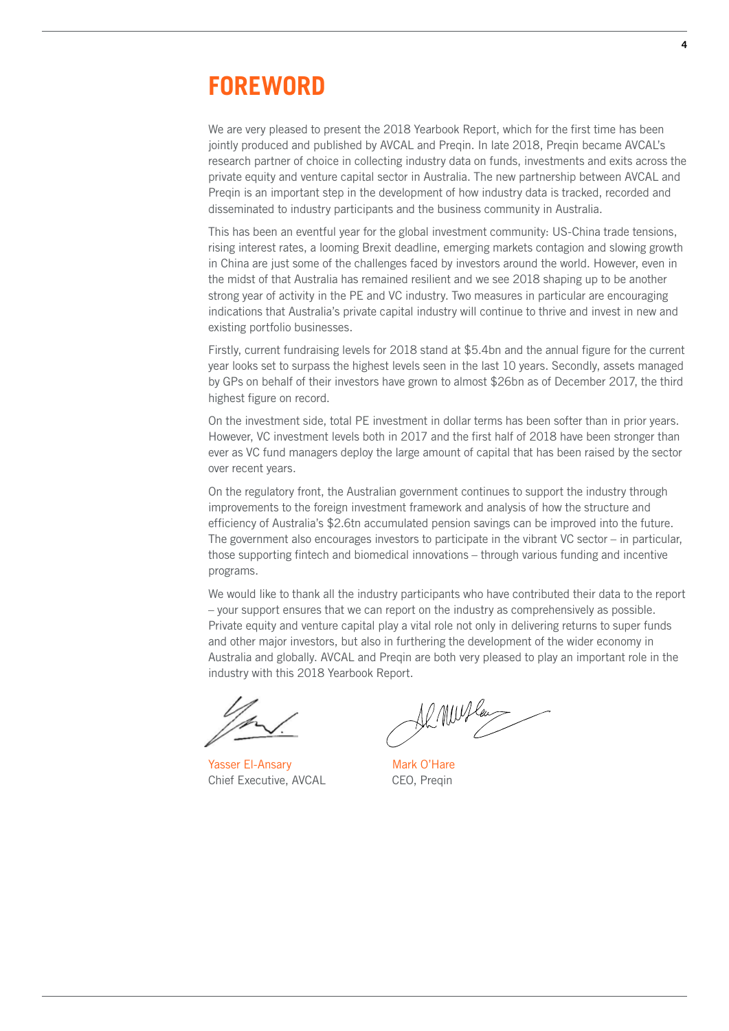# FOREWORD

We are very pleased to present the 2018 Yearbook Report, which for the first time has been jointly produced and published by AVCAL and Preqin. In late 2018, Preqin became AVCAL's research partner of choice in collecting industry data on funds, investments and exits across the private equity and venture capital sector in Australia. The new partnership between AVCAL and Preqin is an important step in the development of how industry data is tracked, recorded and disseminated to industry participants and the business community in Australia.

This has been an eventful year for the global investment community: US-China trade tensions, rising interest rates, a looming Brexit deadline, emerging markets contagion and slowing growth in China are just some of the challenges faced by investors around the world. However, even in the midst of that Australia has remained resilient and we see 2018 shaping up to be another strong year of activity in the PE and VC industry. Two measures in particular are encouraging indications that Australia's private capital industry will continue to thrive and invest in new and existing portfolio businesses.

Firstly, current fundraising levels for 2018 stand at $5.4bn and the annual figure for the current year looks set to surpass the highest levels seen in the last 10 years. Secondly, assets managed by GPs on behalf of their investors have grown to almost $26bn as of December 2017, the third highest figure on record.

On the investment side, total PE investment in dollar terms has been softer than in prior years. However, VC investment levels both in 2017 and the first half of 2018 have been stronger than ever as VC fund managers deploy the large amount of capital that has been raised by the sector over recent years.

On the regulatory front, the Australian government continues to support the industry through improvements to the foreign investment framework and analysis of how the structure and efficiency of Australia's $2.6tn accumulated pension savings can be improved into the future. The government also encourages investors to participate in the vibrant VC sector – in particular, those supporting fintech and biomedical innovations – through various funding and incentive programs.

We would like to thank all the industry participants who have contributed their data to the report – your support ensures that we can report on the industry as comprehensively as possible. Private equity and venture capital play a vital role not only in delivering returns to super funds and other major investors, but also in furthering the development of the wider economy in Australia and globally. AVCAL and Preqin are both very pleased to play an important role in the industry with this 2018 Yearbook Report.

Yasser El-Ansary
Chief Executive, AVCAL

Mark O'Hare
CEO, Preqin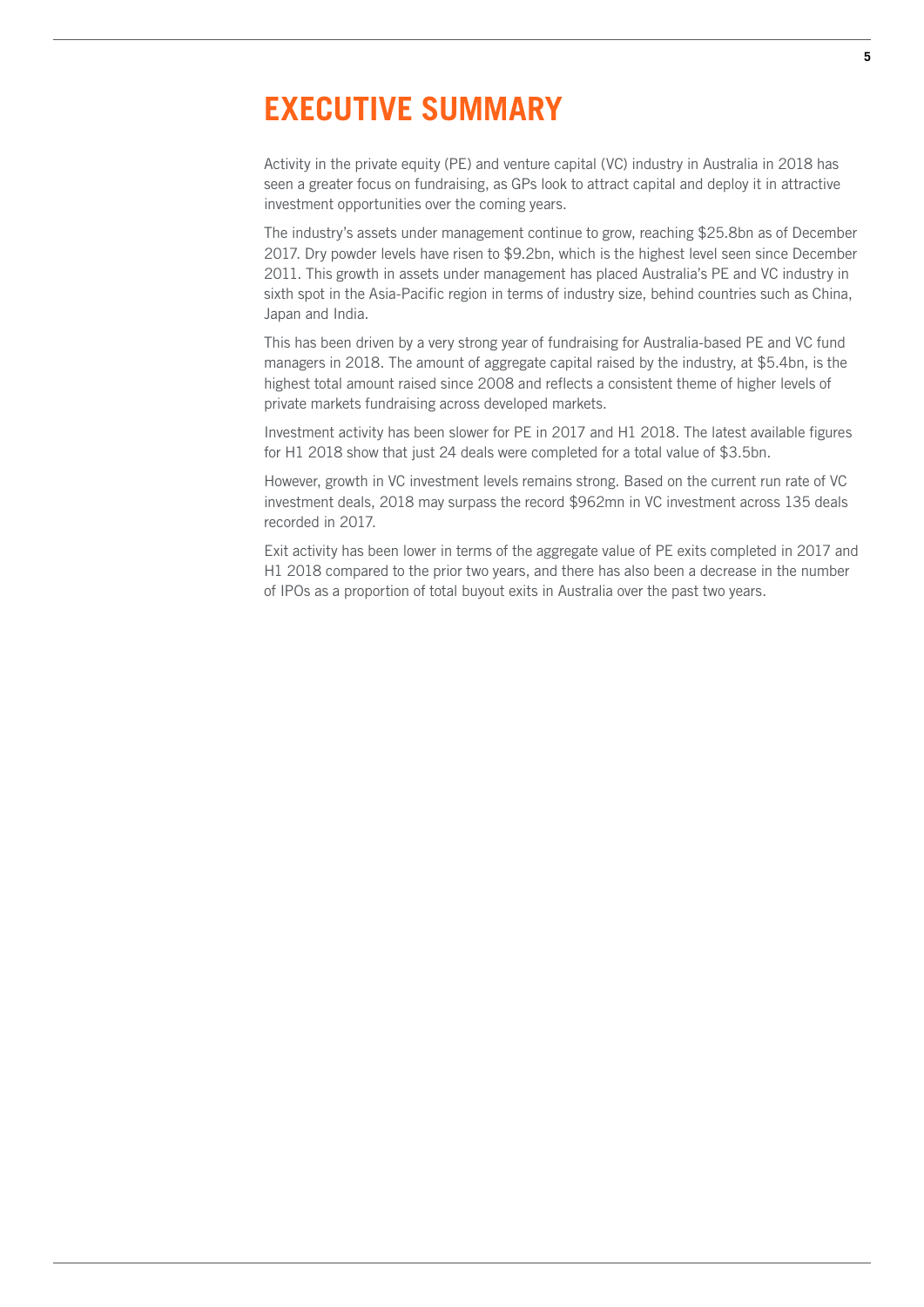# EXECUTIVE SUMMARY

Activity in the private equity (PE) and venture capital (VC) industry in Australia in 2018 has seen a greater focus on fundraising, as GPs look to attract capital and deploy it in attractive investment opportunities over the coming years.

The industry's assets under management continue to grow, reaching $25.8bn as of December 2017. Dry powder levels have risen to $9.2bn, which is the highest level seen since December 2011. This growth in assets under management has placed Australia's PE and VC industry in sixth spot in the Asia-Pacific region in terms of industry size, behind countries such as China, Japan and India.

This has been driven by a very strong year of fundraising for Australia-based PE and VC fund managers in 2018. The amount of aggregate capital raised by the industry, at $5.4bn, is the highest total amount raised since 2008 and reflects a consistent theme of higher levels of private markets fundraising across developed markets.

Investment activity has been slower for PE in 2017 and H1 2018. The latest available figures for H1 2018 show that just 24 deals were completed for a total value of $3.5bn.

However, growth in VC investment levels remains strong. Based on the current run rate of VC investment deals, 2018 may surpass the record $962mn in VC investment across 135 deals recorded in 2017.

Exit activity has been lower in terms of the aggregate value of PE exits completed in 2017 and H1 2018 compared to the prior two years, and there has also been a decrease in the number of IPOs as a proportion of total buyout exits in Australia over the past two years.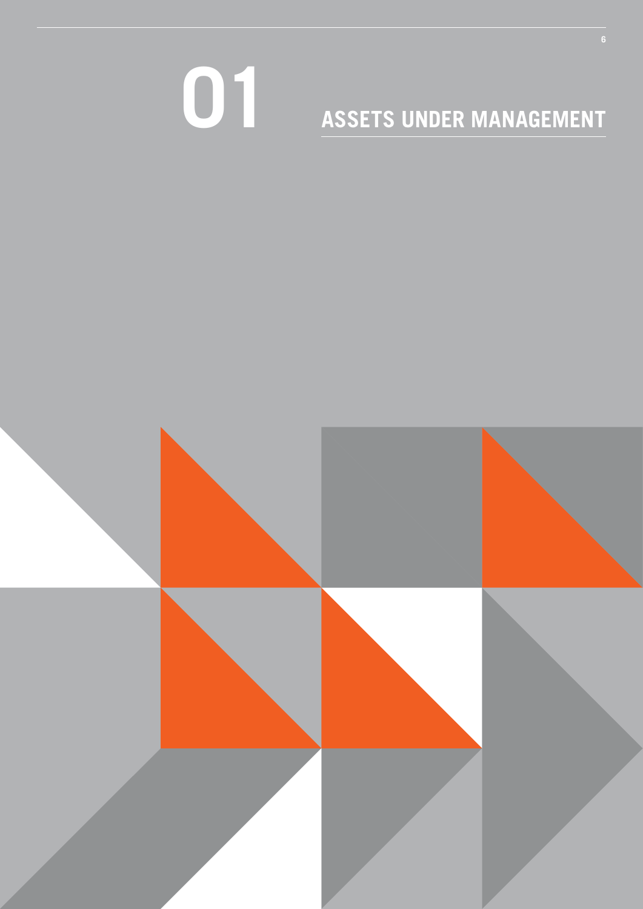# 01 ASSETS UNDER MANAGEMENT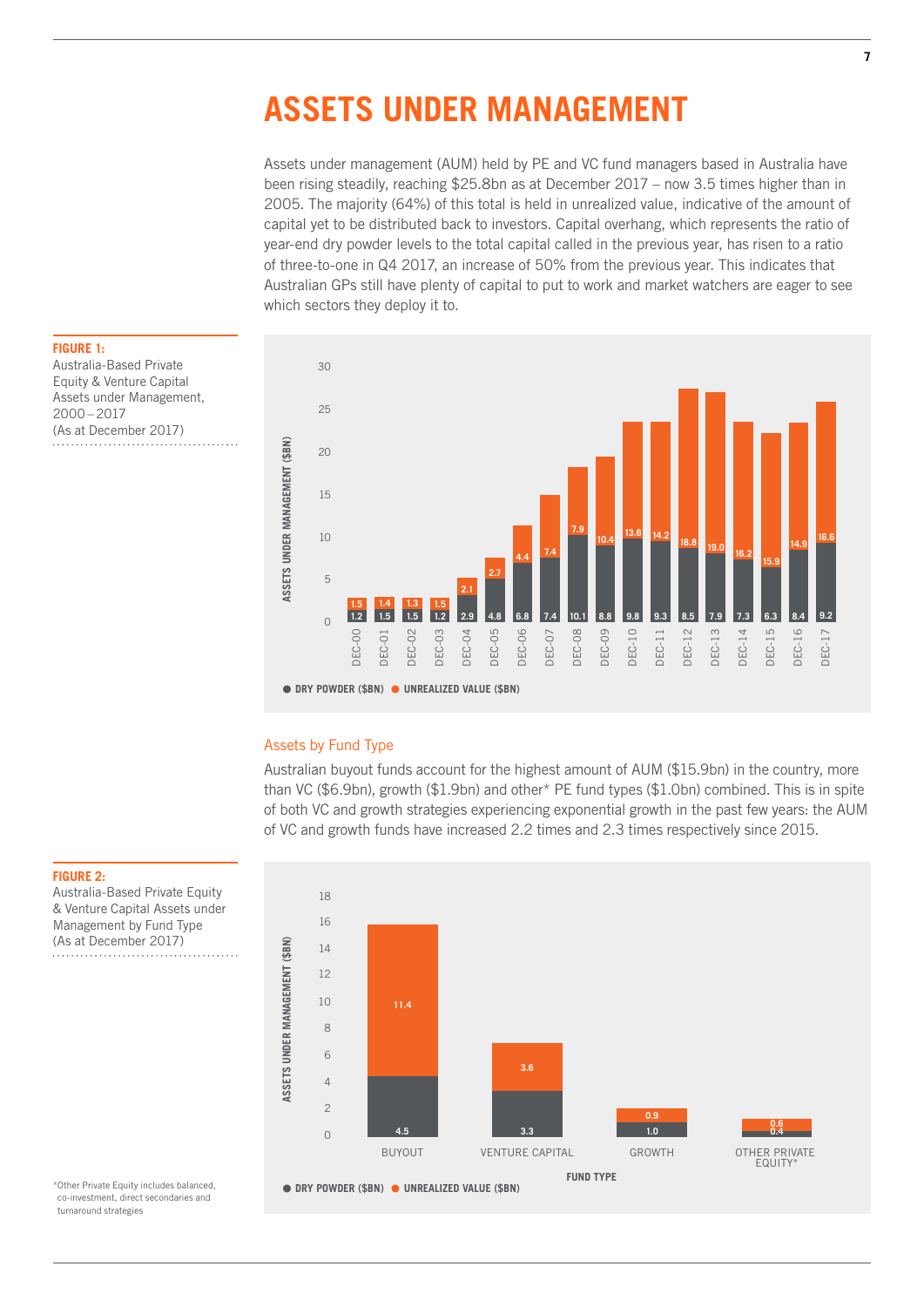# ASSETS UNDER MANAGEMENT

Assets under management (AUM) held by PE and VC fund managers based in Australia have been rising steadily, reaching $25.8bn as at December 2017 – now 3.5 times higher than in 2005. The majority (64%) of this total is held in unrealized value, indicative of the amount of capital yet to be distributed back to investors. Capital overhang, which represents the ratio of year-end dry powder levels to the total capital called in the previous year, has risen to a ratio of three-to-one in Q4 2017, an increase of 50% from the previous year. This indicates that Australian GPs still have plenty of capital to put to work and market watchers are eager to see which sectors they deploy it to.

**FIGURE 1:** Australia-Based Private Equity & Venture Capital Assets under Management, 2000 – 2017 (As at December 2017)

| | Dry Powder ($bn) | Unrealized Value ($bn) |
|---|---|---|
| Dec-00 | 1.2 | 1.5 |
| Dec-01 | 1.5 | 1.4 |
| Dec-02 | 1.5 | 1.3 |
| Dec-03 | 1.2 | 1.5 |
| Dec-04 | 2.9 | 2.1 |
| Dec-05 | 4.8 | 2.7 |
| Dec-06 | 6.8 | 4.4 |
| Dec-07 | 7.4 | 7.4 |
| Dec-08 | 10.1 | 7.9 |
| Dec-09 | 8.8 | 10.4 |
| Dec-10 | 9.8 | 13.6 |
| Dec-11 | 9.3 | 14.2 |
| Dec-12 | 8.5 | 18.8 |
| Dec-13 | 7.9 | 19.0 |
| Dec-14 | 7.3 | 16.2 |
| Dec-15 | 6.3 | 15.9 |
| Dec-16 | 8.4 | 14.9 |
| Dec-17 | 9.2 | 16.6 |

## Assets by Fund Type

Australian buyout funds account for the highest amount of AUM ($15.9bn) in the country, more than VC ($6.9bn), growth ($1.9bn) and other* PE fund types ($1.0bn) combined. This is in spite of both VC and growth strategies experiencing exponential growth in the past few years: the AUM of VC and growth funds have increased 2.2 times and 2.3 times respectively since 2015.

**FIGURE 2:** Australia-Based Private Equity & Venture Capital Assets under Management by Fund Type (As at December 2017)

| Fund Type | Dry Powder ($bn) | Unrealized Value ($bn) |
|---|---|---|
| Buyout | 4.5 | 11.4 |
| Venture Capital | 3.3 | 3.6 |
| Growth | 1.0 | 0.9 |
| Other Private Equity* | 0.4 | 0.6 |

*Other Private Equity includes balanced, co-investment, direct secondaries and turnaround strategies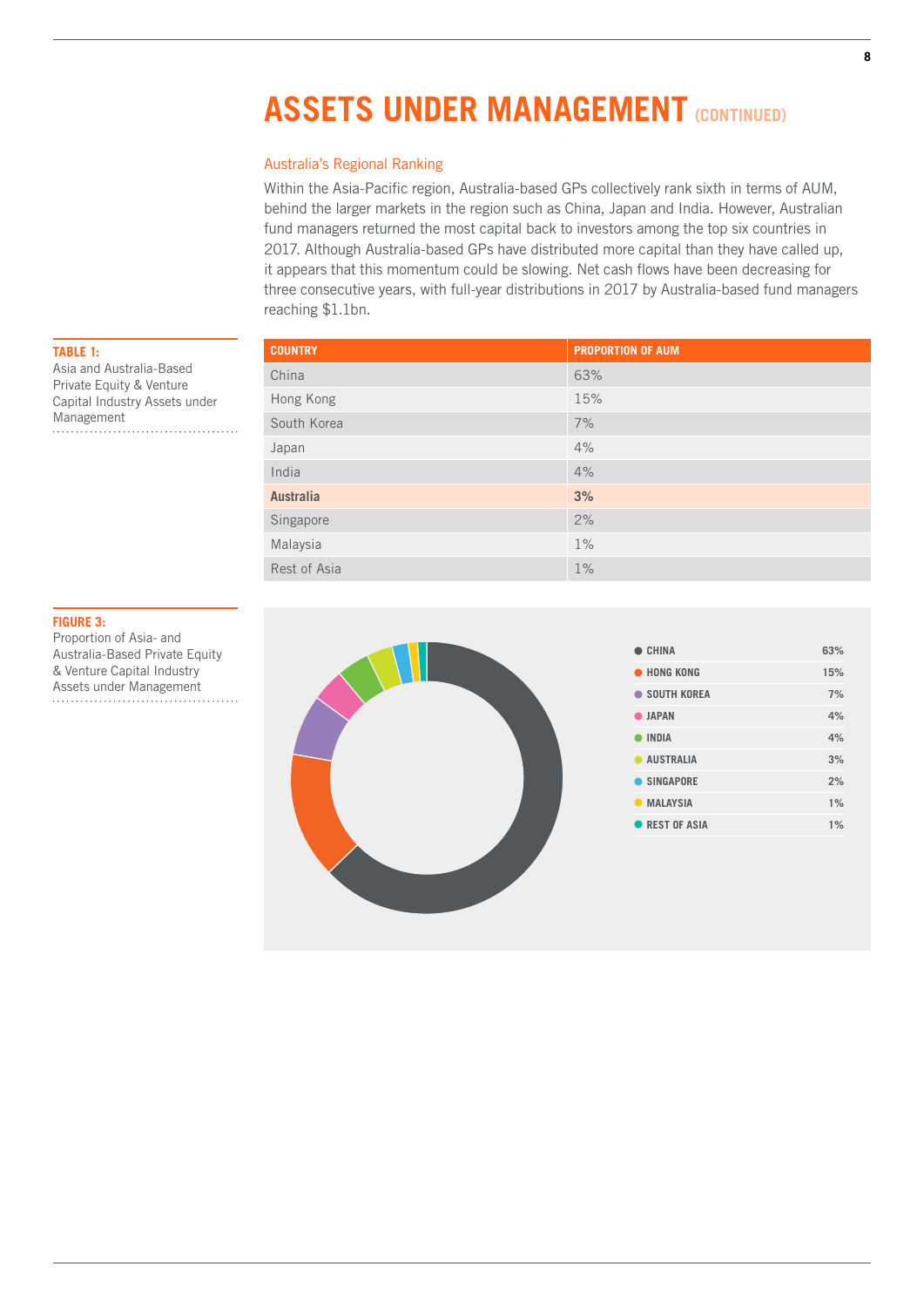# ASSETS UNDER MANAGEMENT (CONTINUED)

## Australia's Regional Ranking

Within the Asia-Pacific region, Australia-based GPs collectively rank sixth in terms of AUM, behind the larger markets in the region such as China, Japan and India. However, Australian fund managers returned the most capital back to investors among the top six countries in 2017. Although Australia-based GPs have distributed more capital than they have called up, it appears that this momentum could be slowing. Net cash flows have been decreasing for three consecutive years, with full-year distributions in 2017 by Australia-based fund managers reaching $1.1bn.

**TABLE 1:** Asia and Australia-Based Private Equity & Venture Capital Industry Assets under Management

| COUNTRY | PROPORTION OF AUM |
|---|---|
| China | 63% |
| Hong Kong | 15% |
| South Korea | 7% |
| Japan | 4% |
| India | 4% |
| **Australia** | **3%** |
| Singapore | 2% |
| Malaysia | 1% |
| Rest of Asia | 1% |

**FIGURE 3:** Proportion of Asia- and Australia-Based Private Equity & Venture Capital Industry Assets under Management

| | |
|---|---|
| CHINA | 63% |
| HONG KONG | 15% |
| SOUTH KOREA | 7% |
| JAPAN | 4% |
| INDIA | 4% |
| AUSTRALIA | 3% |
| SINGAPORE | 2% |
| MALAYSIA | 1% |
| REST OF ASIA | 1% |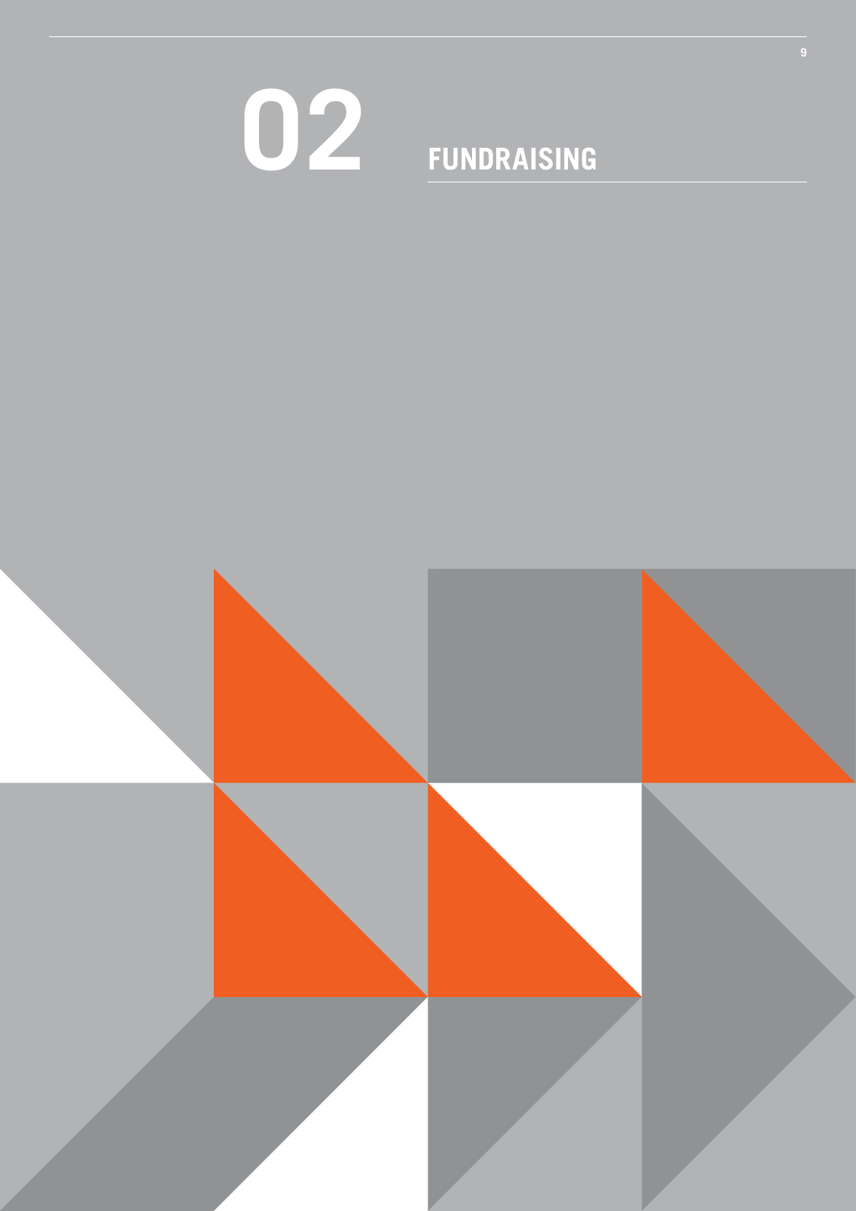# 02 FUNDRAISING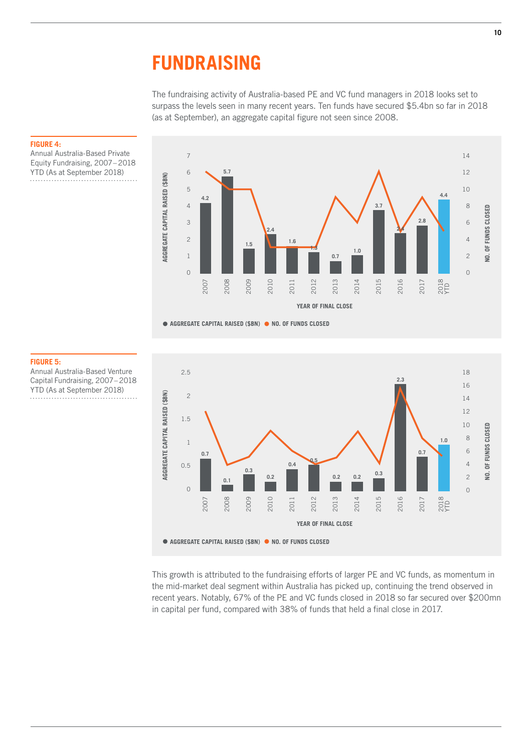# FUNDRAISING

The fundraising activity of Australia-based PE and VC fund managers in 2018 looks set to surpass the levels seen in many recent years. Ten funds have secured $5.4bn so far in 2018 (as at September), an aggregate capital figure not seen since 2008.

**FIGURE 4:**
Annual Australia-Based Private Equity Fundraising, 2007–2018 YTD (As at September 2018)

| Year of Final Close | Aggregate Capital Raised ($bn) |
|---|---|
| 2007 | 4.2 |
| 2008 | 5.7 |
| 2009 | 1.5 |
| 2010 | 2.4 |
| 2011 | 1.6 |
| 2012 | 1.3 |
| 2013 | 0.7 |
| 2014 | 1.0 |
| 2015 | 3.7 |
| 2016 | 2.4 |
| 2017 | 2.8 |
| 2018 YTD | 4.4 |

● AGGREGATE CAPITAL RAISED ($BN) ● NO. OF FUNDS CLOSED

**FIGURE 5:**
Annual Australia-Based Venture Capital Fundraising, 2007–2018 YTD (As at September 2018)

| Year of Final Close | Aggregate Capital Raised ($bn) |
|---|---|
| 2007 | 0.7 |
| 2008 | 0.1 |
| 2009 | 0.3 |
| 2010 | 0.2 |
| 2011 | 0.4 |
| 2012 | 0.5 |
| 2013 | 0.2 |
| 2014 | 0.2 |
| 2015 | 0.3 |
| 2016 | 2.3 |
| 2017 | 0.7 |
| 2018 YTD | 1.0 |

● AGGREGATE CAPITAL RAISED ($BN) ● NO. OF FUNDS CLOSED

This growth is attributed to the fundraising efforts of larger PE and VC funds, as momentum in the mid-market deal segment within Australia has picked up, continuing the trend observed in recent years. Notably, 67% of the PE and VC funds closed in 2018 so far secured over $200mn in capital per fund, compared with 38% of funds that held a final close in 2017.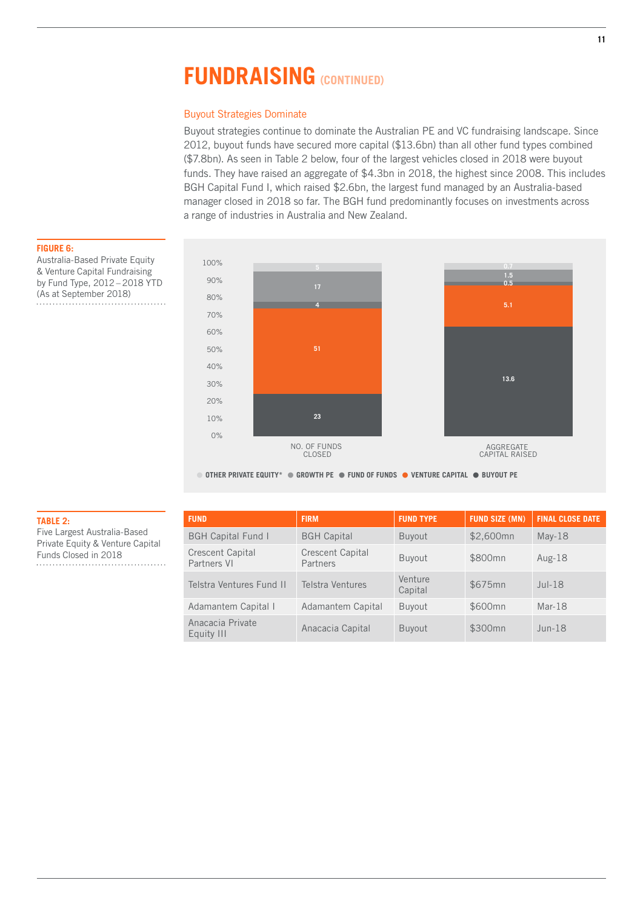# FUNDRAISING (CONTINUED)

## Buyout Strategies Dominate

Buyout strategies continue to dominate the Australian PE and VC fundraising landscape. Since 2012, buyout funds have secured more capital ($13.6bn) than all other fund types combined ($7.8bn). As seen in Table 2 below, four of the largest vehicles closed in 2018 were buyout funds. They have raised an aggregate of $4.3bn in 2018, the highest since 2008. This includes BGH Capital Fund I, which raised $2.6bn, the largest fund managed by an Australia-based manager closed in 2018 so far. The BGH fund predominantly focuses on investments across a range of industries in Australia and New Zealand.

**FIGURE 6:**
Australia-Based Private Equity & Venture Capital Fundraising by Fund Type, 2012 – 2018 YTD (As at September 2018)

| | No. of Funds Closed | Aggregate Capital Raised |
|---|---|---|
| Other Private Equity* | 5 | 0.7 |
| Growth PE | 17 | 1.5 |
| Fund of Funds | 4 | 0.5 |
| Venture Capital | 51 | 5.1 |
| Buyout PE | 23 | 13.6 |

**TABLE 2:**
Five Largest Australia-Based Private Equity & Venture Capital Funds Closed in 2018

| FUND | FIRM | FUND TYPE | FUND SIZE (MN) | FINAL CLOSE DATE |
|---|---|---|---|---|
| BGH Capital Fund I | BGH Capital | Buyout | $2,600mn | May-18 |
| Crescent Capital Partners VI | Crescent Capital Partners | Buyout | $800mn | Aug-18 |
| Telstra Ventures Fund II | Telstra Ventures | Venture Capital | $675mn | Jul-18 |
| Adamantem Capital I | Adamantem Capital | Buyout | $600mn | Mar-18 |
| Anacacia Private Equity III | Anacacia Capital | Buyout | $300mn | Jun-18 |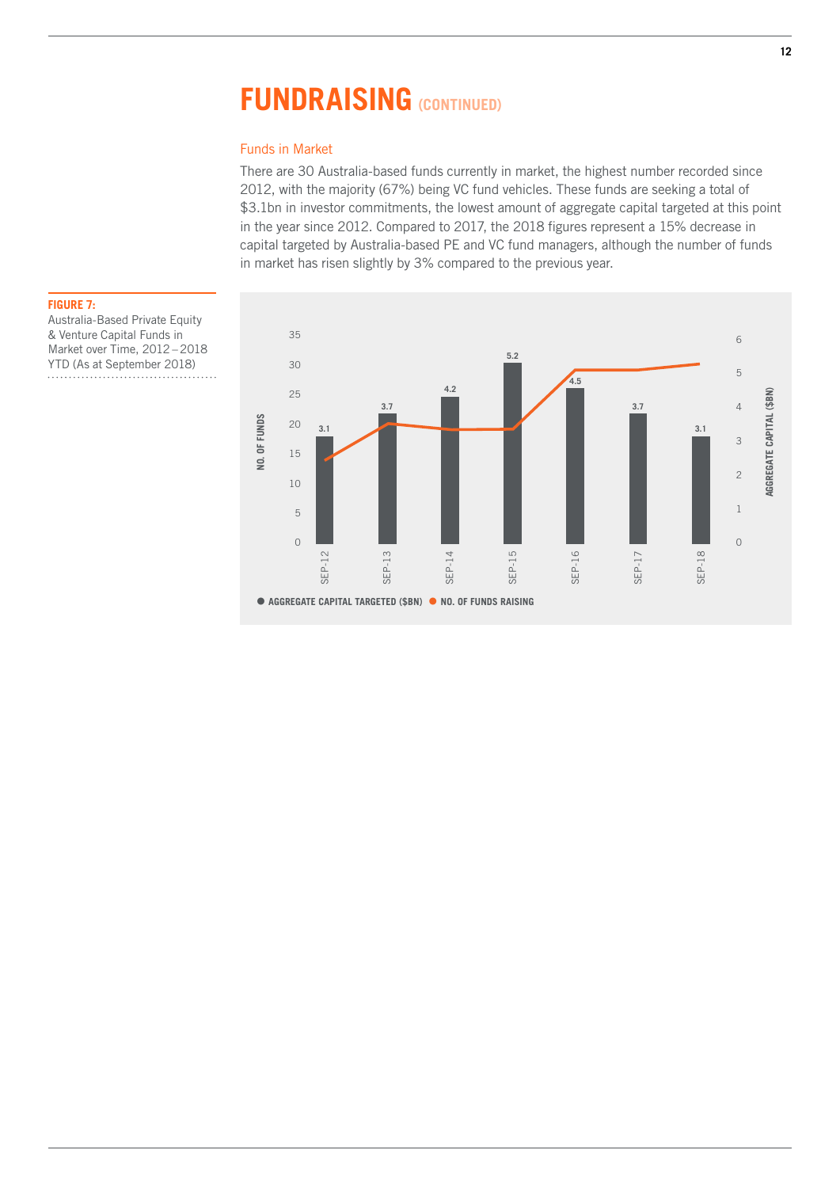# FUNDRAISING (CONTINUED)

### Funds in Market

There are 30 Australia-based funds currently in market, the highest number recorded since 2012, with the majority (67%) being VC fund vehicles. These funds are seeking a total of \$3.1bn in investor commitments, the lowest amount of aggregate capital targeted at this point in the year since 2012. Compared to 2017, the 2018 figures represent a 15% decrease in capital targeted by Australia-based PE and VC fund managers, although the number of funds in market has risen slightly by 3% compared to the previous year.

**FIGURE 7:**
Australia-Based Private Equity & Venture Capital Funds in Market over Time, 2012 – 2018 YTD (As at September 2018)

| | SEP-12 | SEP-13 | SEP-14 | SEP-15 | SEP-16 | SEP-17 | SEP-18 |
|---|---|---|---|---|---|---|---|
| Aggregate Capital Targeted (\$bn) | 3.1 | 3.7 | 4.2 | 5.2 | 4.5 | 3.7 | 3.1 |

AGGREGATE CAPITAL TARGETED (\$BN) • NO. OF FUNDS RAISING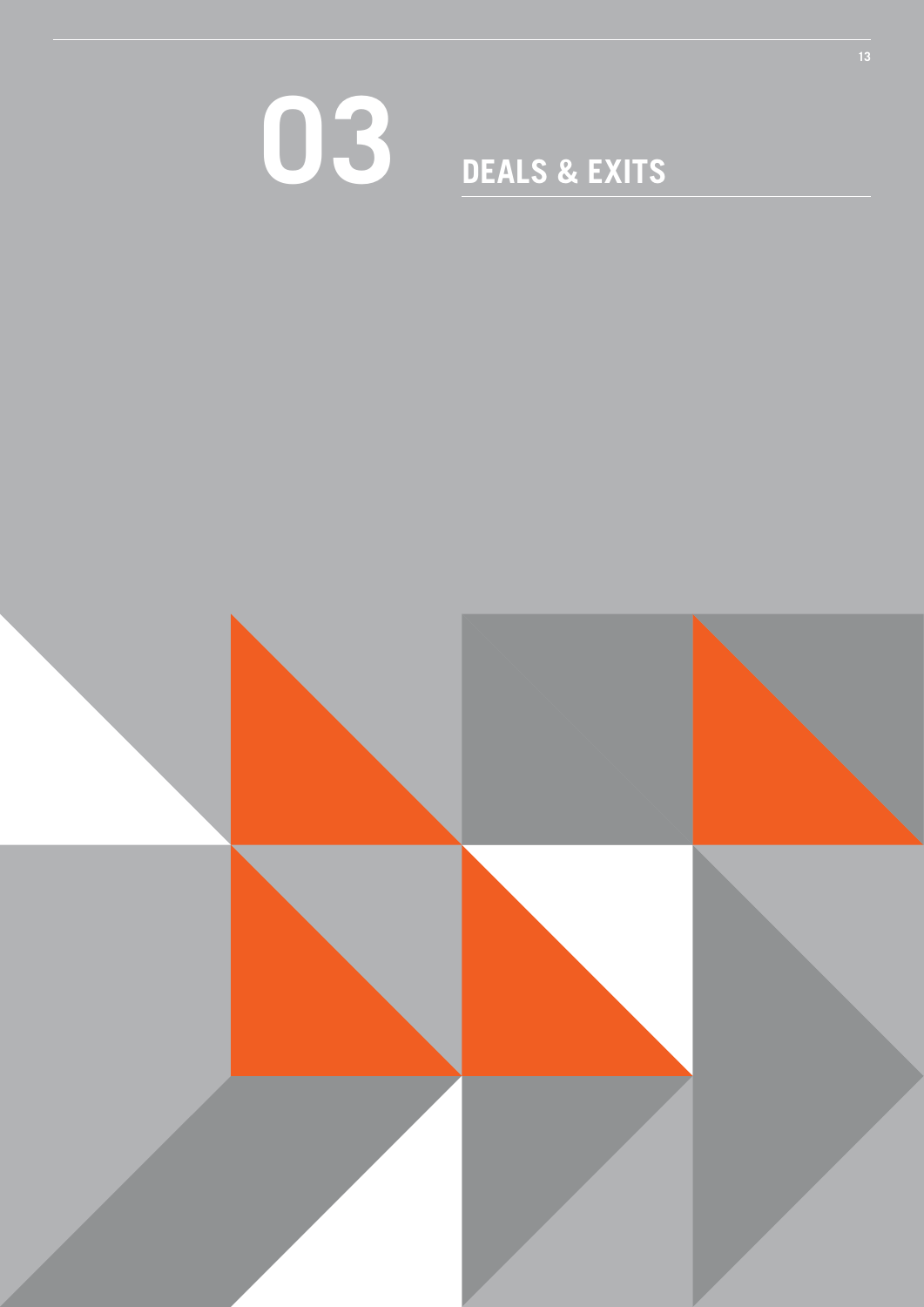# 03 DEALS & EXITS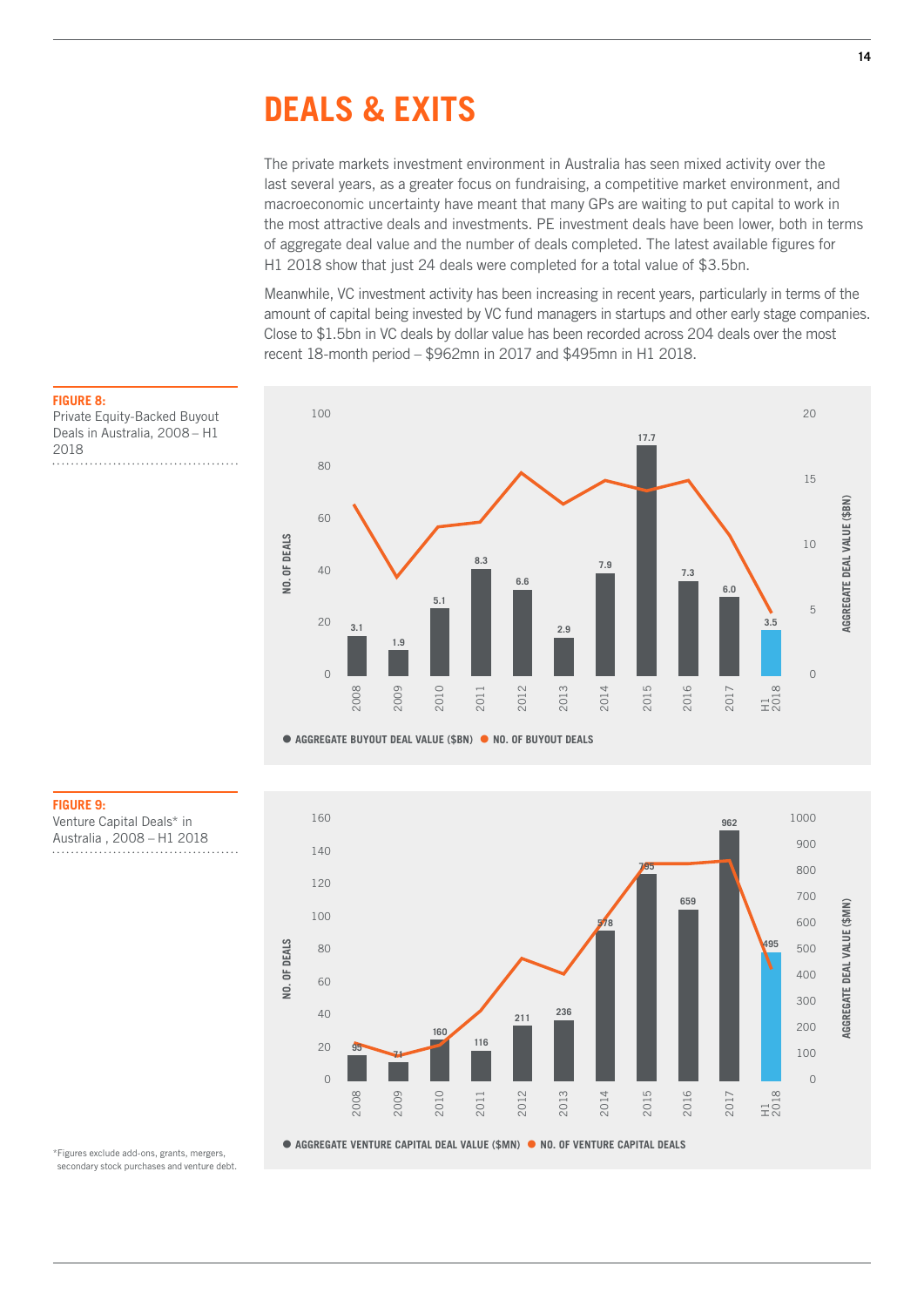# DEALS & EXITS

The private markets investment environment in Australia has seen mixed activity over the last several years, as a greater focus on fundraising, a competitive market environment, and macroeconomic uncertainty have meant that many GPs are waiting to put capital to work in the most attractive deals and investments. PE investment deals have been lower, both in terms of aggregate deal value and the number of deals completed. The latest available figures for H1 2018 show that just 24 deals were completed for a total value of $3.5bn.

Meanwhile, VC investment activity has been increasing in recent years, particularly in terms of the amount of capital being invested by VC fund managers in startups and other early stage companies. Close to $1.5bn in VC deals by dollar value has been recorded across 204 deals over the most recent 18-month period – $962mn in 2017 and $495mn in H1 2018.

**FIGURE 8:**
Private Equity-Backed Buyout Deals in Australia, 2008 – H1 2018

| Year | Aggregate Buyout Deal Value ($bn) |
|---|---|
| 2008 | 3.1 |
| 2009 | 1.9 |
| 2010 | 5.1 |
| 2011 | 8.3 |
| 2012 | 6.6 |
| 2013 | 2.9 |
| 2014 | 7.9 |
| 2015 | 17.7 |
| 2016 | 7.3 |
| 2017 | 6.0 |
| H1 2018 | 3.5 |

● AGGREGATE BUYOUT DEAL VALUE ($BN) ● NO. OF BUYOUT DEALS

**FIGURE 9:**
Venture Capital Deals* in Australia , 2008 – H1 2018

| Year | Aggregate Venture Capital Deal Value ($mn) |
|---|---|
| 2008 | 95 |
| 2009 | 71 |
| 2010 | 160 |
| 2011 | 116 |
| 2012 | 211 |
| 2013 | 236 |
| 2014 | 578 |
| 2015 | 795 |
| 2016 | 659 |
| 2017 | 962 |
| H1 2018 | 495 |

● AGGREGATE VENTURE CAPITAL DEAL VALUE ($MN) ● NO. OF VENTURE CAPITAL DEALS

*Figures exclude add-ons, grants, mergers, secondary stock purchases and venture debt.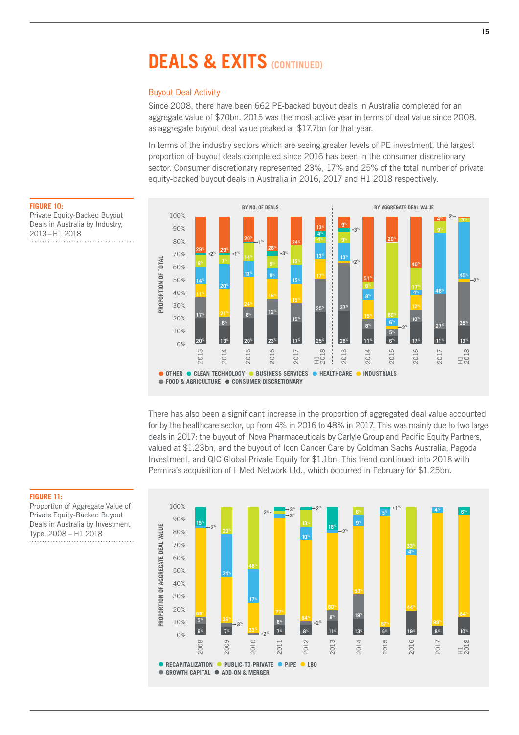# DEALS & EXITS (CONTINUED)

## Buyout Deal Activity

Since 2008, there have been 662 PE-backed buyout deals in Australia completed for an aggregate value of $70bn. 2015 was the most active year in terms of deal value since 2008, as aggregate buyout deal value peaked at $17.7bn for that year.

In terms of the industry sectors which are seeing greater levels of PE investment, the largest proportion of buyout deals completed since 2016 has been in the consumer discretionary sector. Consumer discretionary represented 23%, 17% and 25% of the total number of private equity-backed buyout deals in Australia in 2016, 2017 and H1 2018 respectively.

**FIGURE 10:** Private Equity-Backed Buyout Deals in Australia by Industry, 2013 – H1 2018

There has also been a significant increase in the proportion of aggregated deal value accounted for by the healthcare sector, up from 4% in 2016 to 48% in 2017. This was mainly due to two large deals in 2017: the buyout of iNova Pharmaceuticals by Carlyle Group and Pacific Equity Partners, valued at $1.23bn, and the buyout of Icon Cancer Care by Goldman Sachs Australia, Pagoda Investment, and QIC Global Private Equity for $1.1bn. This trend continued into 2018 with Permira's acquisition of I-Med Network Ltd., which occurred in February for $1.25bn.

**FIGURE 11:** Proportion of Aggregate Value of Private Equity-Backed Buyout Deals in Australia by Investment Type, 2008 – H1 2018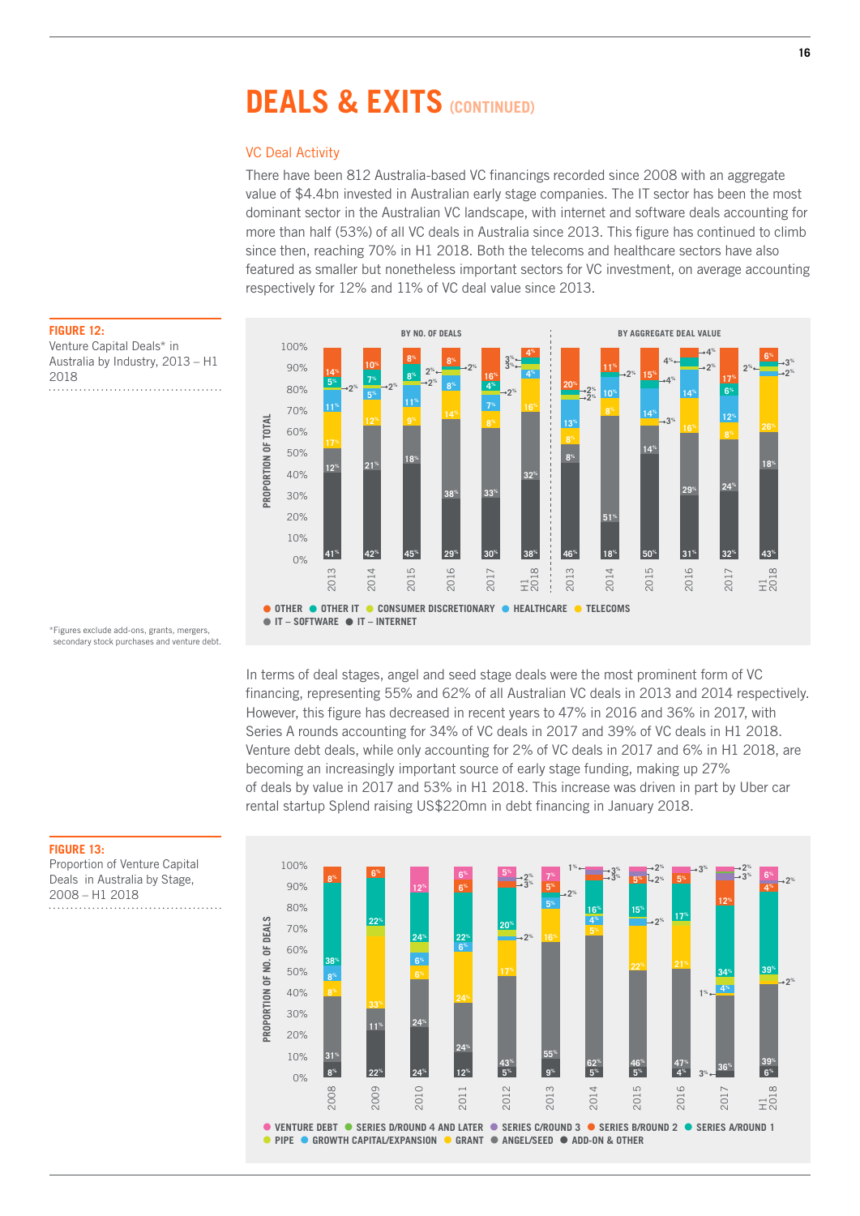# DEALS & EXITS (CONTINUED)

## VC Deal Activity

There have been 812 Australia-based VC financings recorded since 2008 with an aggregate value of $4.4bn invested in Australian early stage companies. The IT sector has been the most dominant sector in the Australian VC landscape, with internet and software deals accounting for more than half (53%) of all VC deals in Australia since 2013. This figure has continued to climb since then, reaching 70% in H1 2018. Both the telecoms and healthcare sectors have also featured as smaller but nonetheless important sectors for VC investment, on average accounting respectively for 12% and 11% of VC deal value since 2013.

**FIGURE 12:**
Venture Capital Deals* in Australia by Industry, 2013 – H1 2018

*Figures exclude add-ons, grants, mergers, secondary stock purchases and venture debt.

In terms of deal stages, angel and seed stage deals were the most prominent form of VC financing, representing 55% and 62% of all Australian VC deals in 2013 and 2014 respectively. However, this figure has decreased in recent years to 47% in 2016 and 36% in 2017, with Series A rounds accounting for 34% of VC deals in 2017 and 39% of VC deals in H1 2018. Venture debt deals, while only accounting for 2% of VC deals in 2017 and 6% in H1 2018, are becoming an increasingly important source of early stage funding, making up 27% of deals by value in 2017 and 53% in H1 2018. This increase was driven in part by Uber car rental startup Splend raising US$220mn in debt financing in January 2018.

**FIGURE 13:**
Proportion of Venture Capital Deals in Australia by Stage, 2008 – H1 2018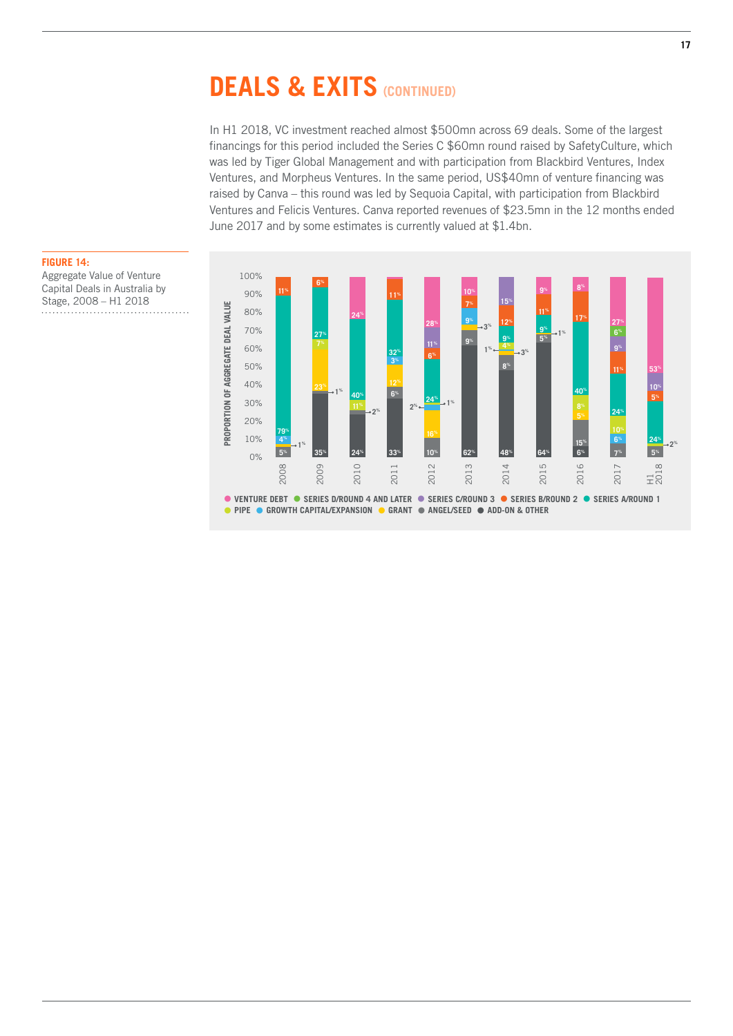# DEALS & EXITS (CONTINUED)

In H1 2018, VC investment reached almost $500mn across 69 deals. Some of the largest financings for this period included the Series C $60mn round raised by SafetyCulture, which was led by Tiger Global Management and with participation from Blackbird Ventures, Index Ventures, and Morpheus Ventures. In the same period, US$40mn of venture financing was raised by Canva – this round was led by Sequoia Capital, with participation from Blackbird Ventures and Felicis Ventures. Canva reported revenues of $23.5mn in the 12 months ended June 2017 and by some estimates is currently valued at $1.4bn.

**FIGURE 14:**
Aggregate Value of Venture Capital Deals in Australia by Stage, 2008 – H1 2018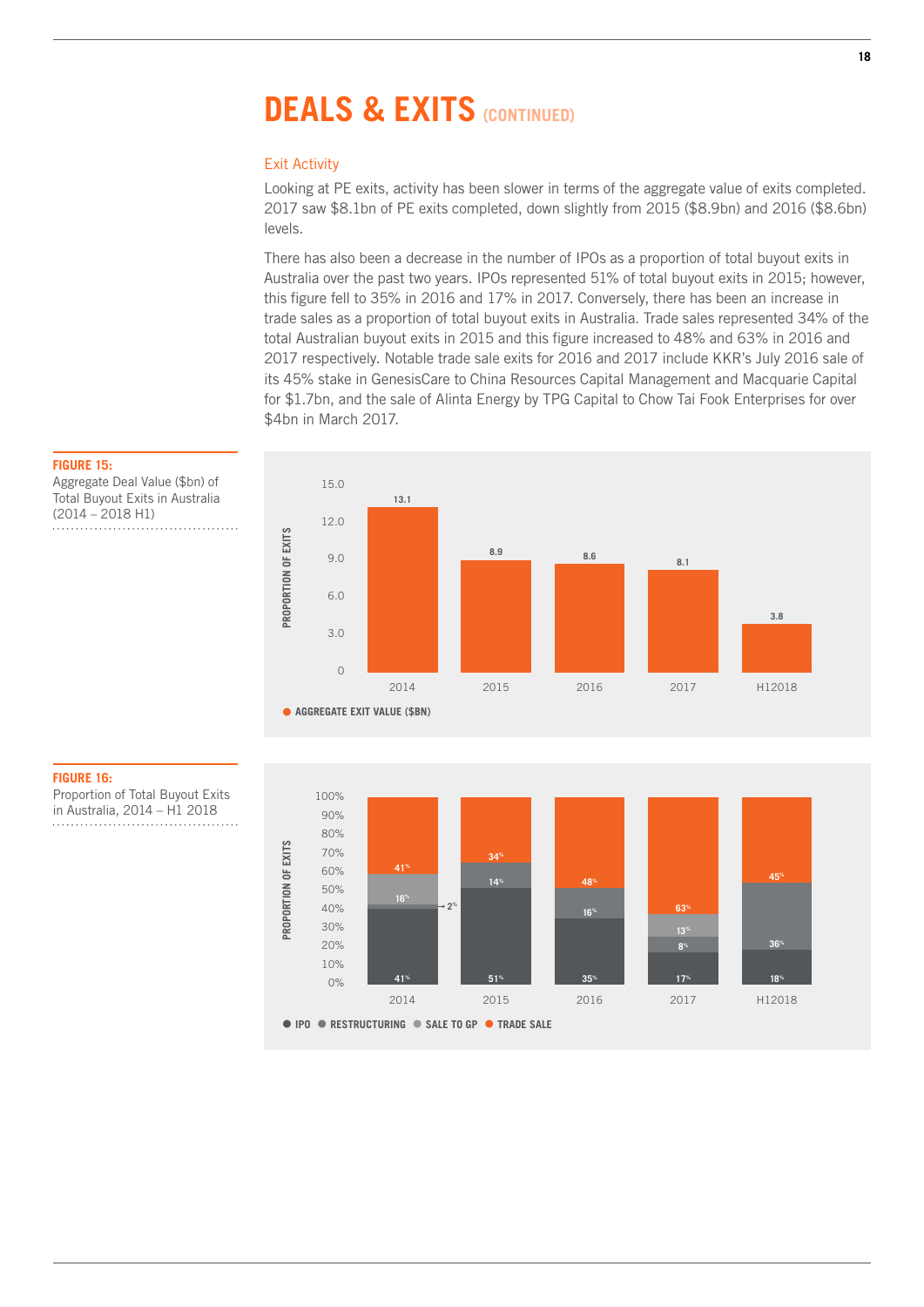# DEALS & EXITS (CONTINUED)

## Exit Activity

Looking at PE exits, activity has been slower in terms of the aggregate value of exits completed. 2017 saw $8.1bn of PE exits completed, down slightly from 2015 ($8.9bn) and 2016 ($8.6bn) levels.

There has also been a decrease in the number of IPOs as a proportion of total buyout exits in Australia over the past two years. IPOs represented 51% of total buyout exits in 2015; however, this figure fell to 35% in 2016 and 17% in 2017. Conversely, there has been an increase in trade sales as a proportion of total buyout exits in Australia. Trade sales represented 34% of the total Australian buyout exits in 2015 and this figure increased to 48% and 63% in 2016 and 2017 respectively. Notable trade sale exits for 2016 and 2017 include KKR's July 2016 sale of its 45% stake in GenesisCare to China Resources Capital Management and Macquarie Capital for $1.7bn, and the sale of Alinta Energy by TPG Capital to Chow Tai Fook Enterprises for over $4bn in March 2017.

**FIGURE 15:**
Aggregate Deal Value ($bn) of Total Buyout Exits in Australia (2014 – 2018 H1)

| | 2014 | 2015 | 2016 | 2017 | H12018 |
|---|---|---|---|---|---|
| Aggregate Exit Value ($BN) | 13.1 | 8.9 | 8.6 | 8.1 | 3.8 |

**FIGURE 16:**
Proportion of Total Buyout Exits in Australia, 2014 – H1 2018

| | 2014 | 2015 | 2016 | 2017 | H12018 |
|---|---|---|---|---|---|
| IPO | 41% | 51% | 35% | 17% | 18% |
| Restructuring | 2% | | | 8% | 36% |
| Sale to GP | 16% | 14% | 16% | 13% | |
| Trade Sale | 41% | 34% | 48% | 63% | 45% |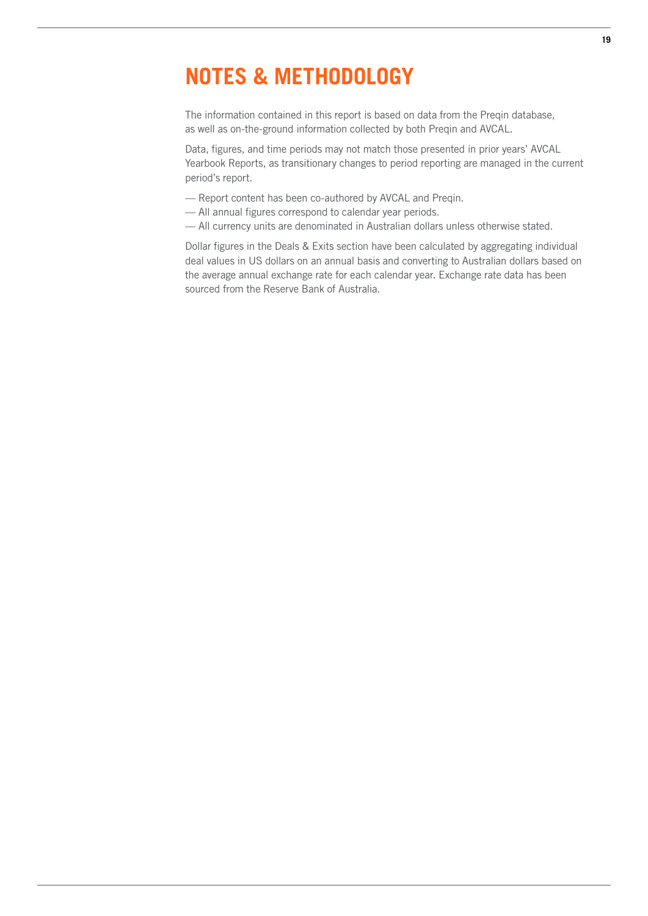# NOTES & METHODOLOGY

The information contained in this report is based on data from the Preqin database, as well as on-the-ground information collected by both Preqin and AVCAL.

Data, figures, and time periods may not match those presented in prior years' AVCAL Yearbook Reports, as transitionary changes to period reporting are managed in the current period's report.

- Report content has been co-authored by AVCAL and Preqin.
- All annual figures correspond to calendar year periods.
- All currency units are denominated in Australian dollars unless otherwise stated.

Dollar figures in the Deals & Exits section have been calculated by aggregating individual deal values in US dollars on an annual basis and converting to Australian dollars based on the average annual exchange rate for each calendar year. Exchange rate data has been sourced from the Reserve Bank of Australia.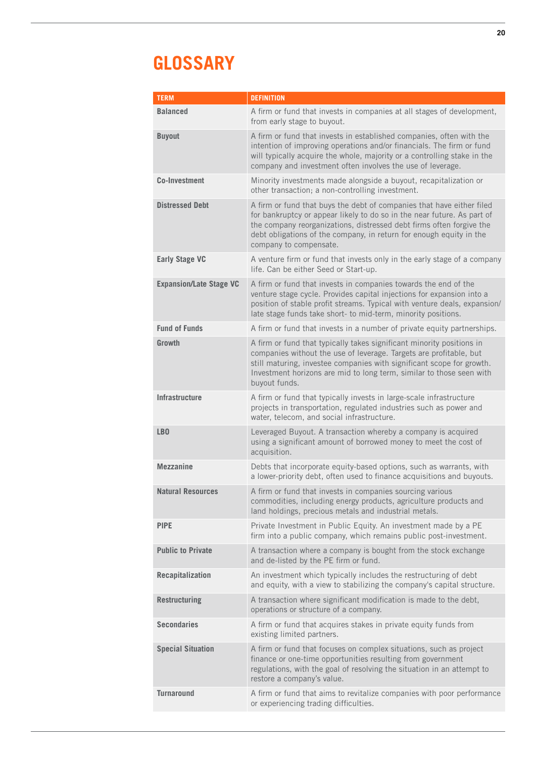# GLOSSARY

| TERM | DEFINITION |
|---|---|
| **Balanced** | A firm or fund that invests in companies at all stages of development, from early stage to buyout. |
| **Buyout** | A firm or fund that invests in established companies, often with the intention of improving operations and/or financials. The firm or fund will typically acquire the whole, majority or a controlling stake in the company and investment often involves the use of leverage. |
| **Co-Investment** | Minority investments made alongside a buyout, recapitalization or other transaction; a non-controlling investment. |
| **Distressed Debt** | A firm or fund that buys the debt of companies that have either filed for bankruptcy or appear likely to do so in the near future. As part of the company reorganizations, distressed debt firms often forgive the debt obligations of the company, in return for enough equity in the company to compensate. |
| **Early Stage VC** | A venture firm or fund that invests only in the early stage of a company life. Can be either Seed or Start-up. |
| **Expansion/Late Stage VC** | A firm or fund that invests in companies towards the end of the venture stage cycle. Provides capital injections for expansion into a position of stable profit streams. Typical with venture deals, expansion/late stage funds take short- to mid-term, minority positions. |
| **Fund of Funds** | A firm or fund that invests in a number of private equity partnerships. |
| **Growth** | A firm or fund that typically takes significant minority positions in companies without the use of leverage. Targets are profitable, but still maturing, investee companies with significant scope for growth. Investment horizons are mid to long term, similar to those seen with buyout funds. |
| **Infrastructure** | A firm or fund that typically invests in large-scale infrastructure projects in transportation, regulated industries such as power and water, telecom, and social infrastructure. |
| **LBO** | Leveraged Buyout. A transaction whereby a company is acquired using a significant amount of borrowed money to meet the cost of acquisition. |
| **Mezzanine** | Debts that incorporate equity-based options, such as warrants, with a lower-priority debt, often used to finance acquisitions and buyouts. |
| **Natural Resources** | A firm or fund that invests in companies sourcing various commodities, including energy products, agriculture products and land holdings, precious metals and industrial metals. |
| **PIPE** | Private Investment in Public Equity. An investment made by a PE firm into a public company, which remains public post-investment. |
| **Public to Private** | A transaction where a company is bought from the stock exchange and de-listed by the PE firm or fund. |
| **Recapitalization** | An investment which typically includes the restructuring of debt and equity, with a view to stabilizing the company's capital structure. |
| **Restructuring** | A transaction where significant modification is made to the debt, operations or structure of a company. |
| **Secondaries** | A firm or fund that acquires stakes in private equity funds from existing limited partners. |
| **Special Situation** | A firm or fund that focuses on complex situations, such as project finance or one-time opportunities resulting from government regulations, with the goal of resolving the situation in an attempt to restore a company's value. |
| **Turnaround** | A firm or fund that aims to revitalize companies with poor performance or experiencing trading difficulties. |